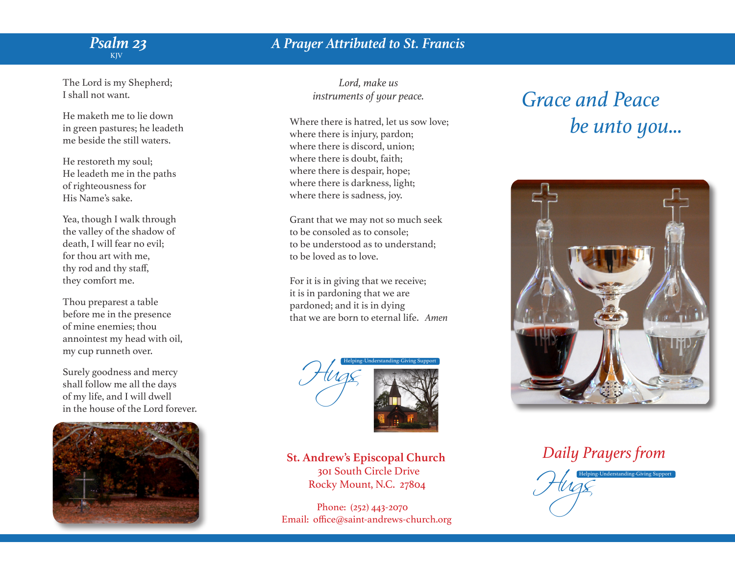## Psalm 23

KJV

The Lord is my Shepherd;
I shall not want.

He maketh me to lie down
in green pastures; he leadeth
me beside the still waters.

He restoreth my soul;
He leadeth me in the paths
of righteousness for
His Name's sake.

Yea, though I walk through
the valley of the shadow of
death, I will fear no evil;
for thou art with me,
thy rod and thy staff,
they comfort me.

Thou preparest a table
before me in the presence
of mine enemies; thou
annointest my head with oil,
my cup runneth over.

Surely goodness and mercy
shall follow me all the days
of my life, and I will dwell
in the house of the Lord forever.

## A Prayer Attributed to St. Francis

*Lord, make us*
*instruments of your peace.*

Where there is hatred, let us sow love;
where there is injury, pardon;
where there is discord, union;
where there is doubt, faith;
where there is despair, hope;
where there is darkness, light;
where there is sadness, joy.

Grant that we may not so much seek
to be consoled as to console;
to be understood as to understand;
to be loved as to love.

For it is in giving that we receive;
it is in pardoning that we are
pardoned; and it is in dying
that we are born to eternal life. *Amen*

Hugs
Helping-Understanding-Giving Support

**St. Andrew's Episcopal Church**
301 South Circle Drive
Rocky Mount, N.C. 27804

Phone: (252) 443-2070
Email: office@saint-andrews-church.org

# *Grace and Peace be unto you...*

## *Daily Prayers from*

Hugs
Helping-Understanding-Giving Support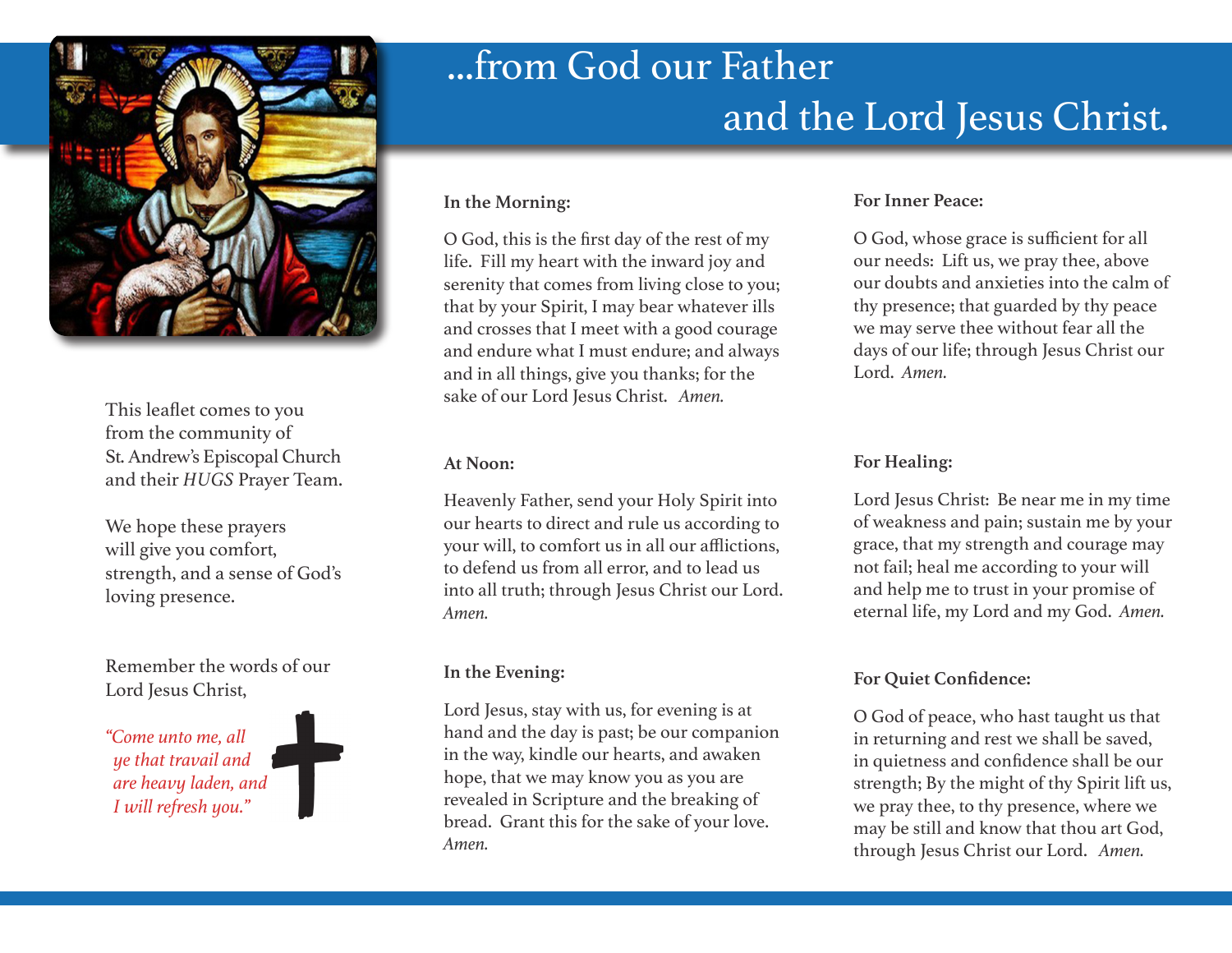# ...from God our Father and the Lord Jesus Christ.

This leaflet comes to you from the community of St. Andrew's Episcopal Church and their *HUGS* Prayer Team.

We hope these prayers will give you comfort, strength, and a sense of God's loving presence.

Remember the words of our Lord Jesus Christ,

*"Come unto me, all ye that travail and are heavy laden, and I will refresh you."*

**In the Morning:**

O God, this is the first day of the rest of my life. Fill my heart with the inward joy and serenity that comes from living close to you; that by your Spirit, I may bear whatever ills and crosses that I meet with a good courage and endure what I must endure; and always and in all things, give you thanks; for the sake of our Lord Jesus Christ. *Amen.*

**At Noon:**

Heavenly Father, send your Holy Spirit into our hearts to direct and rule us according to your will, to comfort us in all our afflictions, to defend us from all error, and to lead us into all truth; through Jesus Christ our Lord. *Amen.*

**In the Evening:**

Lord Jesus, stay with us, for evening is at hand and the day is past; be our companion in the way, kindle our hearts, and awaken hope, that we may know you as you are revealed in Scripture and the breaking of bread. Grant this for the sake of your love. *Amen.*

**For Inner Peace:**

O God, whose grace is sufficient for all our needs: Lift us, we pray thee, above our doubts and anxieties into the calm of thy presence; that guarded by thy peace we may serve thee without fear all the days of our life; through Jesus Christ our Lord. *Amen.*

**For Healing:**

Lord Jesus Christ: Be near me in my time of weakness and pain; sustain me by your grace, that my strength and courage may not fail; heal me according to your will and help me to trust in your promise of eternal life, my Lord and my God. *Amen.*

**For Quiet Confidence:**

O God of peace, who hast taught us that in returning and rest we shall be saved, in quietness and confidence shall be our strength; By the might of thy Spirit lift us, we pray thee, to thy presence, where we may be still and know that thou art God, through Jesus Christ our Lord. *Amen.*